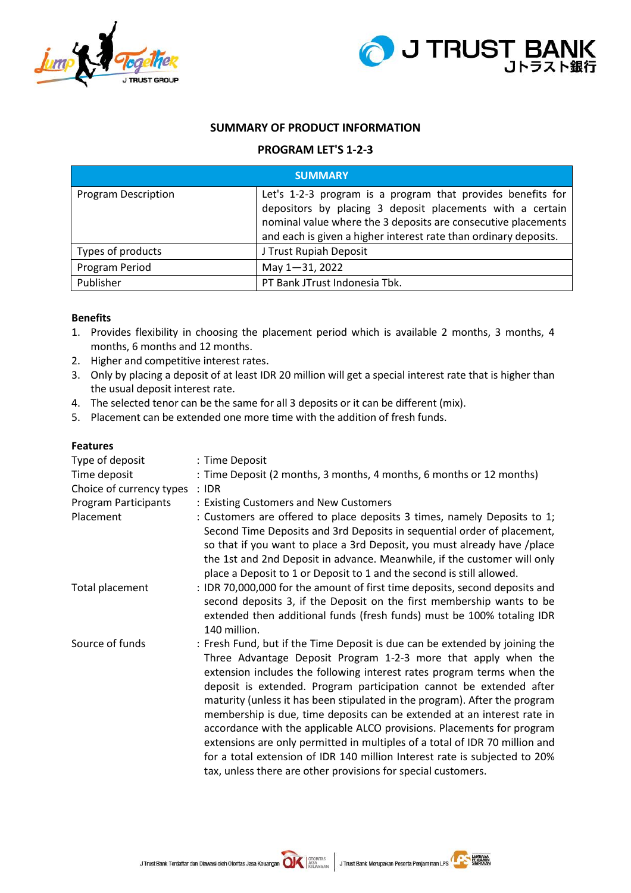## SUMMARY OF PRODUCT INFORMATION

## PROGRAM LET'S 1-2-3

| SUMMARY | |
|---|---|
| Program Description | Let's 1-2-3 program is a program that provides benefits for depositors by placing 3 deposit placements with a certain nominal value where the 3 deposits are consecutive placements and each is given a higher interest rate than ordinary deposits. |
| Types of products | J Trust Rupiah Deposit |
| Program Period | May 1—31, 2022 |
| Publisher | PT Bank JTrust Indonesia Tbk. |

**Benefits**

1. Provides flexibility in choosing the placement period which is available 2 months, 3 months, 4 months, 6 months and 12 months.
2. Higher and competitive interest rates.
3. Only by placing a deposit of at least IDR 20 million will get a special interest rate that is higher than the usual deposit interest rate.
4. The selected tenor can be the same for all 3 deposits or it can be different (mix).
5. Placement can be extended one more time with the addition of fresh funds.

**Features**

Type of deposit : Time Deposit

Time deposit : Time Deposit (2 months, 3 months, 4 months, 6 months or 12 months)

Choice of currency types : IDR

Program Participants : Existing Customers and New Customers

Placement : Customers are offered to place deposits 3 times, namely Deposits to 1; Second Time Deposits and 3rd Deposits in sequential order of placement, so that if you want to place a 3rd Deposit, you must already have /place the 1st and 2nd Deposit in advance. Meanwhile, if the customer will only place a Deposit to 1 or Deposit to 1 and the second is still allowed.

Total placement : IDR 70,000,000 for the amount of first time deposits, second deposits and second deposits 3, if the Deposit on the first membership wants to be extended then additional funds (fresh funds) must be 100% totaling IDR 140 million.

Source of funds : Fresh Fund, but if the Time Deposit is due can be extended by joining the Three Advantage Deposit Program 1-2-3 more that apply when the extension includes the following interest rates program terms when the deposit is extended. Program participation cannot be extended after maturity (unless it has been stipulated in the program). After the program membership is due, time deposits can be extended at an interest rate in accordance with the applicable ALCO provisions. Placements for program extensions are only permitted in multiples of a total of IDR 70 million and for a total extension of IDR 140 million Interest rate is subjected to 20% tax, unless there are other provisions for special customers.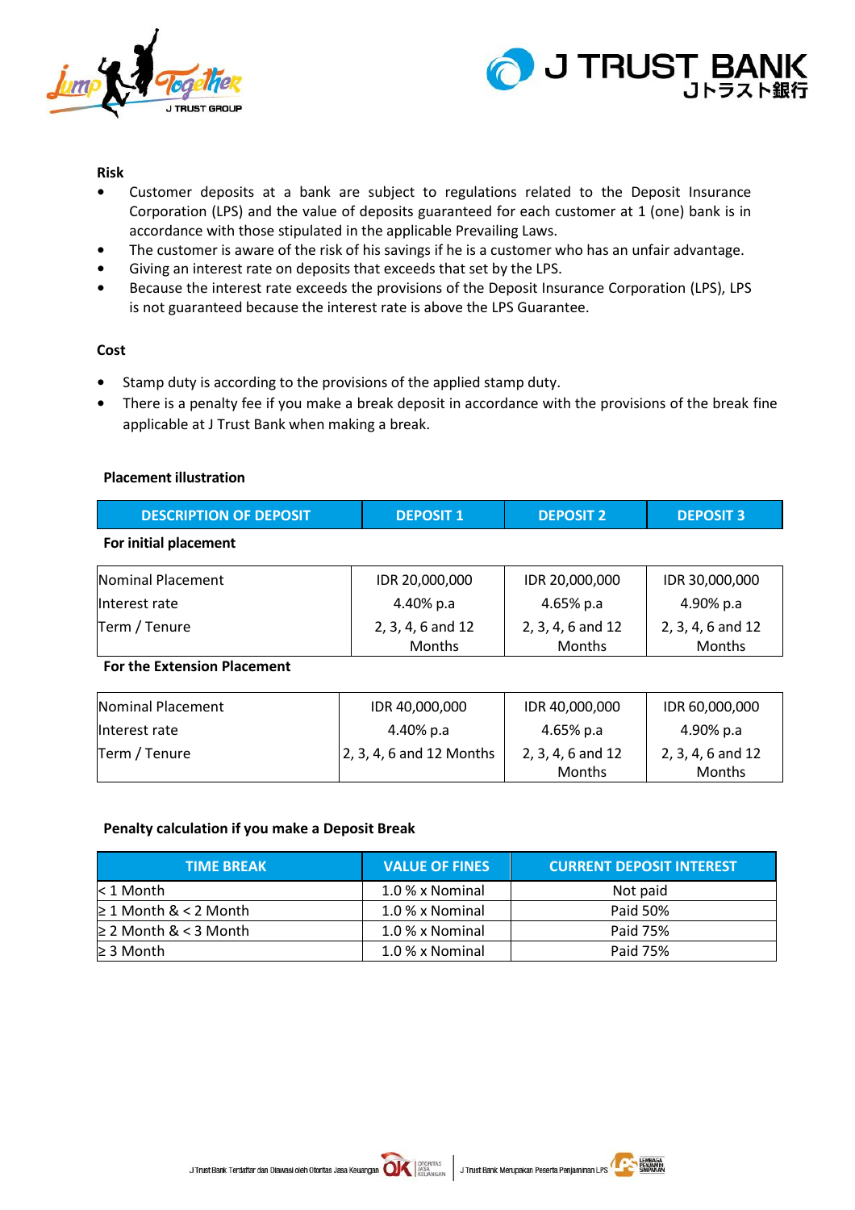**Risk**

- Customer deposits at a bank are subject to regulations related to the Deposit Insurance Corporation (LPS) and the value of deposits guaranteed for each customer at 1 (one) bank is in accordance with those stipulated in the applicable Prevailing Laws.
- The customer is aware of the risk of his savings if he is a customer who has an unfair advantage.
- Giving an interest rate on deposits that exceeds that set by the LPS.
- Because the interest rate exceeds the provisions of the Deposit Insurance Corporation (LPS), LPS is not guaranteed because the interest rate is above the LPS Guarantee.

**Cost**

- Stamp duty is according to the provisions of the applied stamp duty.
- There is a penalty fee if you make a break deposit in accordance with the provisions of the break fine applicable at J Trust Bank when making a break.

**Placement illustration**

| DESCRIPTION OF DEPOSIT | DEPOSIT 1 | DEPOSIT 2 | DEPOSIT 3 |
|---|---|---|---|
| **For initial placement** | | | |
| Nominal Placement | IDR 20,000,000 | IDR 20,000,000 | IDR 30,000,000 |
| Interest rate | 4.40% p.a | 4.65% p.a | 4.90% p.a |
| Term / Tenure | 2, 3, 4, 6 and 12 Months | 2, 3, 4, 6 and 12 Months | 2, 3, 4, 6 and 12 Months |
| **For the Extension Placement** | | | |
| Nominal Placement | IDR 40,000,000 | IDR 40,000,000 | IDR 60,000,000 |
| Interest rate | 4.40% p.a | 4.65% p.a | 4.90% p.a |
| Term / Tenure | 2, 3, 4, 6 and 12 Months | 2, 3, 4, 6 and 12 Months | 2, 3, 4, 6 and 12 Months |

**Penalty calculation if you make a Deposit Break**

| TIME BREAK | VALUE OF FINES | CURRENT DEPOSIT INTEREST |
|---|---|---|
| < 1 Month | 1.0 % x Nominal | Not paid |
| ≥ 1 Month & < 2 Month | 1.0 % x Nominal | Paid 50% |
| ≥ 2 Month & < 3 Month | 1.0 % x Nominal | Paid 75% |
| ≥ 3 Month | 1.0 % x Nominal | Paid 75% |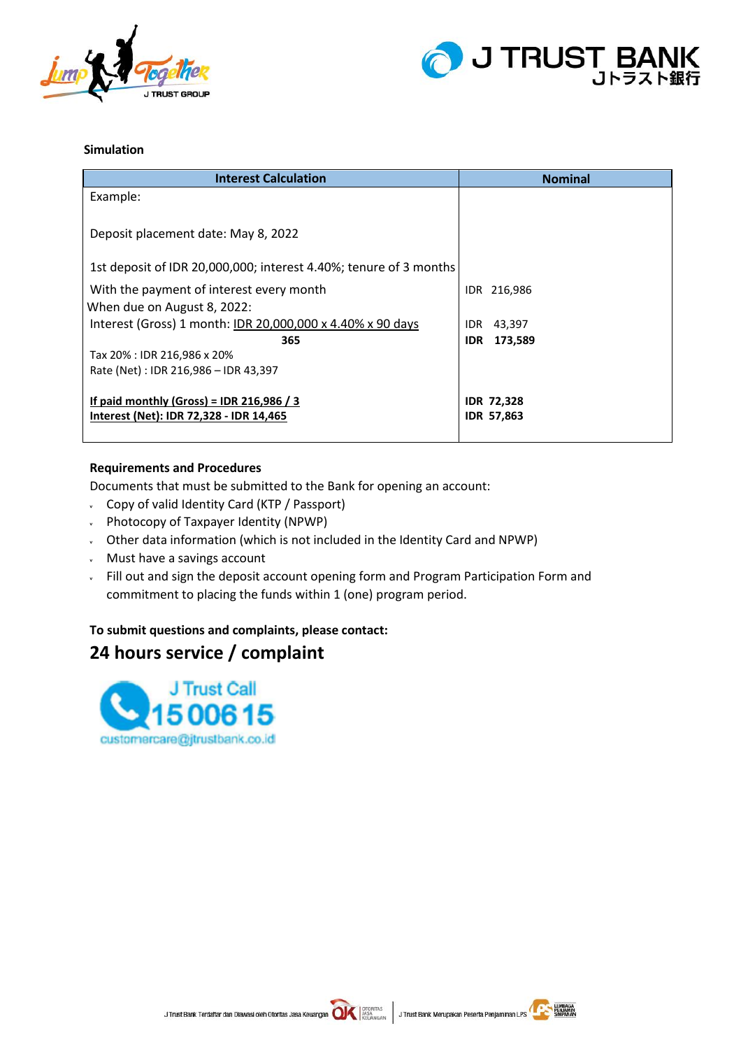**Simulation**

| Interest Calculation | Nominal |
|---|---|
| Example: | |
| Deposit placement date: May 8, 2022 | |
| 1st deposit of IDR 20,000,000; interest 4.40%; tenure of 3 months | |
| With the payment of interest every month | IDR 216,986 |
| When due on August 8, 2022: | |
| Interest (Gross) 1 month: IDR 20,000,000 x 4.40% x 90 days / 365 | IDR 43,397 |
| | **IDR 173,589** |
| Tax 20% : IDR 216,986 x 20% | |
| Rate (Net) : IDR 216,986 – IDR 43,397 | |
| **If paid monthly (Gross) = IDR 216,986 / 3** | **IDR 72,328** |
| **Interest (Net): IDR 72,328 - IDR 14,465** | **IDR 57,863** |

**Requirements and Procedures**

Documents that must be submitted to the Bank for opening an account:

- Copy of valid Identity Card (KTP / Passport)
- Photocopy of Taxpayer Identity (NPWP)
- Other data information (which is not included in the Identity Card and NPWP)
- Must have a savings account
- Fill out and sign the deposit account opening form and Program Participation Form and commitment to placing the funds within 1 (one) program period.

**To submit questions and complaints, please contact:**

## 24 hours service / complaint

J Trust Call
1500615
customercare@jtrustbank.co.id